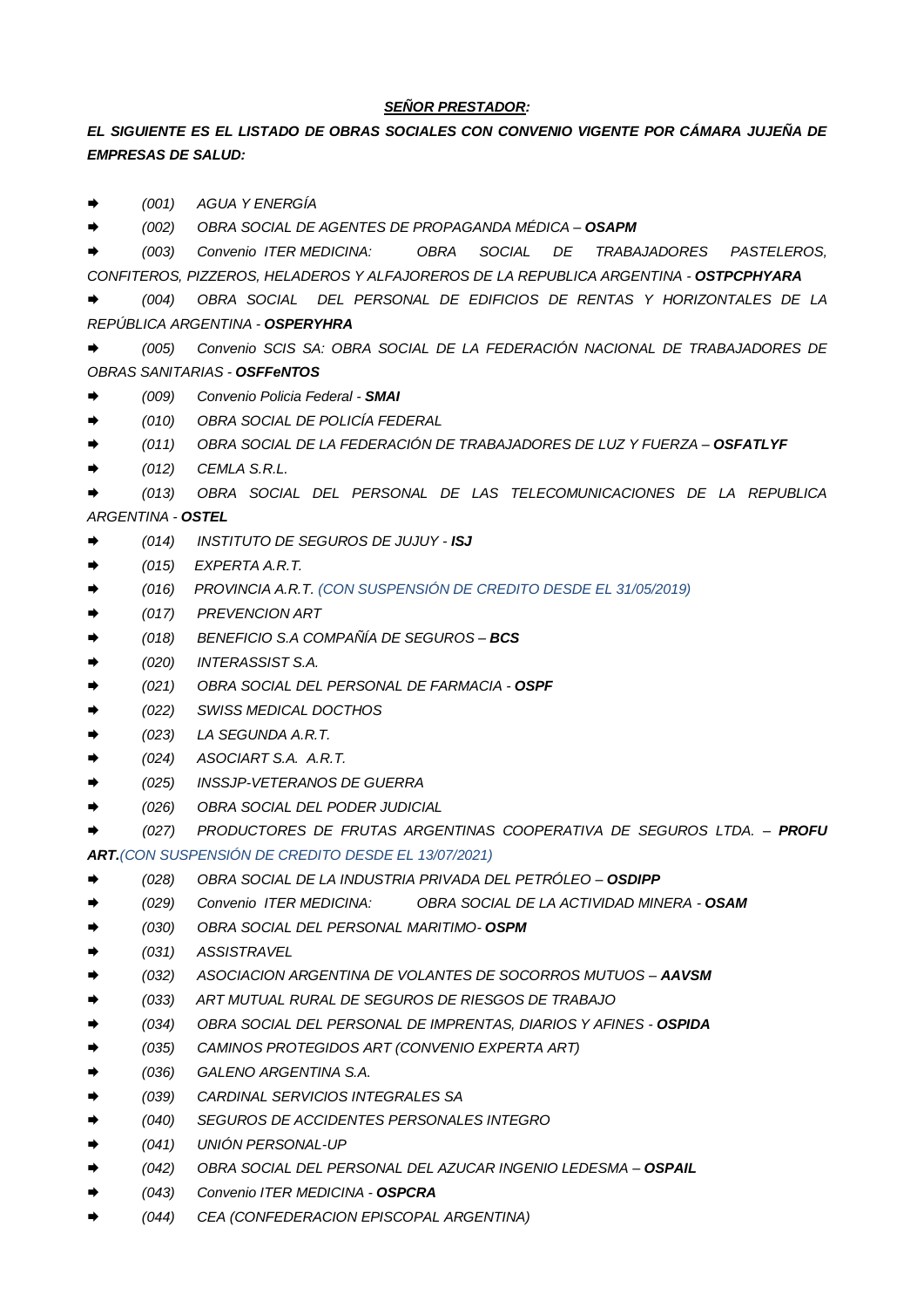***SEÑOR PRESTADOR:***

***EL SIGUIENTE ES EL LISTADO DE OBRAS SOCIALES CON CONVENIO VIGENTE POR CÁMARA JUJEÑA DE EMPRESAS DE SALUD:***

- *(001) AGUA Y ENERGÍA*
- *(002) OBRA SOCIAL DE AGENTES DE PROPAGANDA MÉDICA – **OSAPM***
- *(003) Convenio ITER MEDICINA: OBRA SOCIAL DE TRABAJADORES PASTELEROS, CONFITEROS, PIZZEROS, HELADEROS Y ALFAJOREROS DE LA REPUBLICA ARGENTINA - **OSTPCPHYARA***
- *(004) OBRA SOCIAL DEL PERSONAL DE EDIFICIOS DE RENTAS Y HORIZONTALES DE LA REPÚBLICA ARGENTINA - **OSPERYHRA***
- *(005) Convenio SCIS SA: OBRA SOCIAL DE LA FEDERACIÓN NACIONAL DE TRABAJADORES DE OBRAS SANITARIAS - **OSFFeNTOS***
- *(009) Convenio Policia Federal - **SMAI***
- *(010) OBRA SOCIAL DE POLICÍA FEDERAL*
- *(011) OBRA SOCIAL DE LA FEDERACIÓN DE TRABAJADORES DE LUZ Y FUERZA – **OSFATLYF***
- *(012) CEMLA S.R.L.*
- *(013) OBRA SOCIAL DEL PERSONAL DE LAS TELECOMUNICACIONES DE LA REPUBLICA ARGENTINA - **OSTEL***
- *(014) INSTITUTO DE SEGUROS DE JUJUY - **ISJ***
- *(015) EXPERTA A.R.T.*
- *(016) PROVINCIA A.R.T. (CON SUSPENSIÓN DE CREDITO DESDE EL 31/05/2019)*
- *(017) PREVENCION ART*
- *(018) BENEFICIO S.A COMPAÑÍA DE SEGUROS – **BCS***
- *(020) INTERASSIST S.A.*
- *(021) OBRA SOCIAL DEL PERSONAL DE FARMACIA - **OSPF***
- *(022) SWISS MEDICAL DOCTHOS*
- *(023) LA SEGUNDA A.R.T.*
- *(024) ASOCIART S.A. A.R.T.*
- *(025) INSSJP-VETERANOS DE GUERRA*
- *(026) OBRA SOCIAL DEL PODER JUDICIAL*
- *(027) PRODUCTORES DE FRUTAS ARGENTINAS COOPERATIVA DE SEGUROS LTDA. – **PROFU ART.**(CON SUSPENSIÓN DE CREDITO DESDE EL 13/07/2021)*
- *(028) OBRA SOCIAL DE LA INDUSTRIA PRIVADA DEL PETRÓLEO – **OSDIPP***
- *(029) Convenio ITER MEDICINA: OBRA SOCIAL DE LA ACTIVIDAD MINERA - **OSAM***
- *(030) OBRA SOCIAL DEL PERSONAL MARITIMO- **OSPM***
- *(031) ASSISTRAVEL*
- *(032) ASOCIACION ARGENTINA DE VOLANTES DE SOCORROS MUTUOS – **AAVSM***
- *(033) ART MUTUAL RURAL DE SEGUROS DE RIESGOS DE TRABAJO*
- *(034) OBRA SOCIAL DEL PERSONAL DE IMPRENTAS, DIARIOS Y AFINES - **OSPIDA***
- *(035) CAMINOS PROTEGIDOS ART (CONVENIO EXPERTA ART)*
- *(036) GALENO ARGENTINA S.A.*
- *(039) CARDINAL SERVICIOS INTEGRALES SA*
- *(040) SEGUROS DE ACCIDENTES PERSONALES INTEGRO*
- *(041) UNIÓN PERSONAL-UP*
- *(042) OBRA SOCIAL DEL PERSONAL DEL AZUCAR INGENIO LEDESMA – **OSPAIL***
- *(043) Convenio ITER MEDICINA - **OSPCRA***
- *(044) CEA (CONFEDERACION EPISCOPAL ARGENTINA)*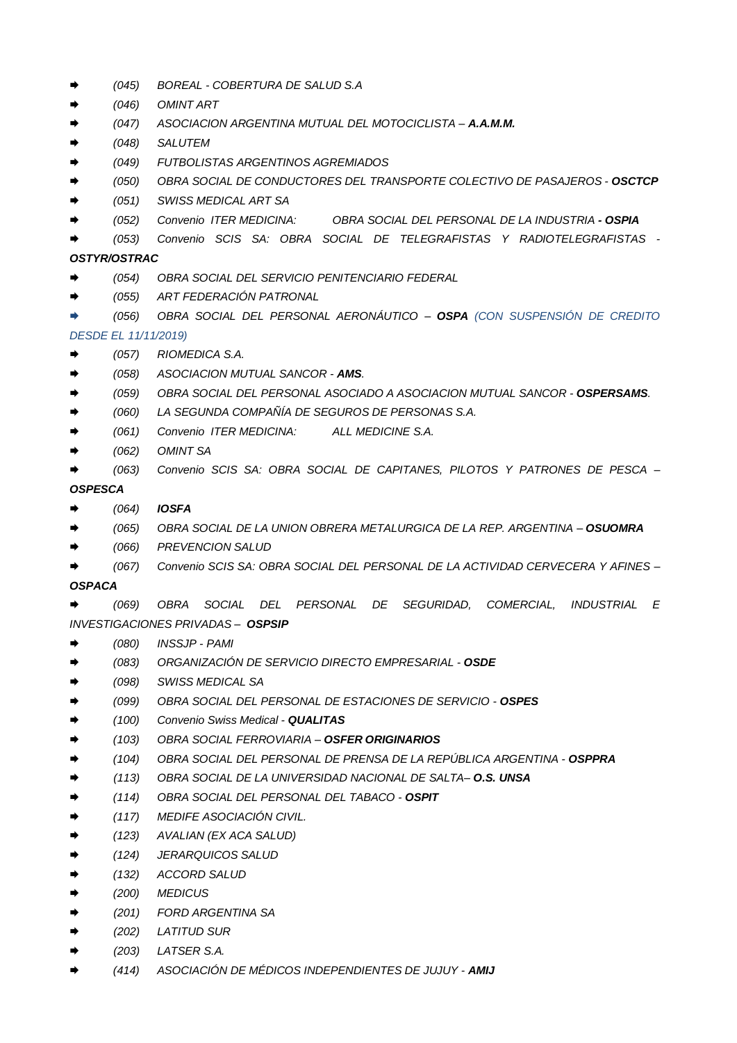- ➡ *(045) BOREAL - COBERTURA DE SALUD S.A*
- ➡ *(046) OMINT ART*
- ➡ *(047) ASOCIACION ARGENTINA MUTUAL DEL MOTOCICLISTA – **A.A.M.M.***
- ➡ *(048) SALUTEM*
- ➡ *(049) FUTBOLISTAS ARGENTINOS AGREMIADOS*
- ➡ *(050) OBRA SOCIAL DE CONDUCTORES DEL TRANSPORTE COLECTIVO DE PASAJEROS - **OSCTCP***
- ➡ *(051) SWISS MEDICAL ART SA*
- ➡ *(052) Convenio ITER MEDICINA: OBRA SOCIAL DEL PERSONAL DE LA INDUSTRIA **- OSPIA***
- ➡ *(053) Convenio SCIS SA: OBRA SOCIAL DE TELEGRAFISTAS Y RADIOTELEGRAFISTAS - **OSTYR/OSTRAC***
- ➡ *(054) OBRA SOCIAL DEL SERVICIO PENITENCIARIO FEDERAL*
- ➡ *(055) ART FEDERACIÓN PATRONAL*
- ➡ *(056) OBRA SOCIAL DEL PERSONAL AERONÁUTICO – **OSPA** (CON SUSPENSIÓN DE CREDITO DESDE EL 11/11/2019)*
- ➡ *(057) RIOMEDICA S.A.*
- ➡ *(058) ASOCIACION MUTUAL SANCOR - **AMS**.*
- ➡ *(059) OBRA SOCIAL DEL PERSONAL ASOCIADO A ASOCIACION MUTUAL SANCOR - **OSPERSAMS**.*
- ➡ *(060) LA SEGUNDA COMPAÑÍA DE SEGUROS DE PERSONAS S.A.*
- ➡ *(061) Convenio ITER MEDICINA: ALL MEDICINE S.A.*
- ➡ *(062) OMINT SA*
- ➡ *(063) Convenio SCIS SA: OBRA SOCIAL DE CAPITANES, PILOTOS Y PATRONES DE PESCA – **OSPESCA***
- ➡ *(064) **IOSFA***
- ➡ *(065) OBRA SOCIAL DE LA UNION OBRERA METALURGICA DE LA REP. ARGENTINA – **OSUOMRA***
- ➡ *(066) PREVENCION SALUD*
- ➡ *(067) Convenio SCIS SA: OBRA SOCIAL DEL PERSONAL DE LA ACTIVIDAD CERVECERA Y AFINES – **OSPACA***
- ➡ *(069) OBRA SOCIAL DEL PERSONAL DE SEGURIDAD, COMERCIAL, INDUSTRIAL E INVESTIGACIONES PRIVADAS – **OSPSIP***
- ➡ *(080) INSSJP - PAMI*
- ➡ *(083) ORGANIZACIÓN DE SERVICIO DIRECTO EMPRESARIAL - **OSDE***
- ➡ *(098) SWISS MEDICAL SA*
- ➡ *(099) OBRA SOCIAL DEL PERSONAL DE ESTACIONES DE SERVICIO - **OSPES***
- ➡ *(100) Convenio Swiss Medical - **QUALITAS***
- ➡ *(103) OBRA SOCIAL FERROVIARIA – **OSFER ORIGINARIOS***
- ➡ *(104) OBRA SOCIAL DEL PERSONAL DE PRENSA DE LA REPÚBLICA ARGENTINA - **OSPPRA***
- ➡ *(113) OBRA SOCIAL DE LA UNIVERSIDAD NACIONAL DE SALTA– **O.S. UNSA***
- ➡ *(114) OBRA SOCIAL DEL PERSONAL DEL TABACO - **OSPIT***
- ➡ *(117) MEDIFE ASOCIACIÓN CIVIL.*
- ➡ *(123) AVALIAN (EX ACA SALUD)*
- ➡ *(124) JERARQUICOS SALUD*
- ➡ *(132) ACCORD SALUD*
- ➡ *(200) MEDICUS*
- ➡ *(201) FORD ARGENTINA SA*
- ➡ *(202) LATITUD SUR*
- ➡ *(203) LATSER S.A.*
- ➡ *(414) ASOCIACIÓN DE MÉDICOS INDEPENDIENTES DE JUJUY - **AMIJ***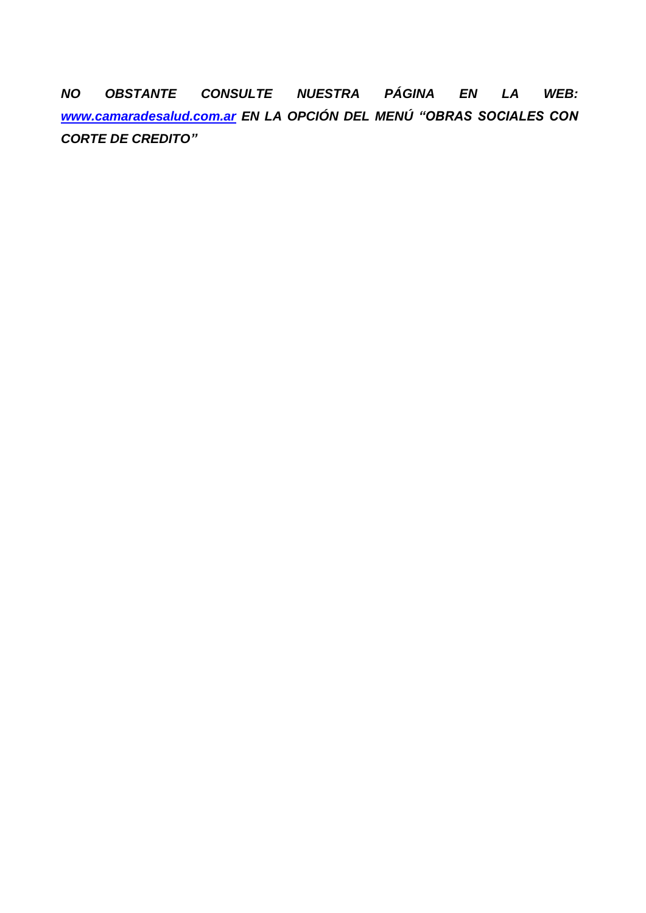***NO OBSTANTE CONSULTE NUESTRA PÁGINA EN LA WEB: [www.camaradesalud.com.ar](http://www.camaradesalud.com.ar) EN LA OPCIÓN DEL MENÚ "OBRAS SOCIALES CON CORTE DE CREDITO"***